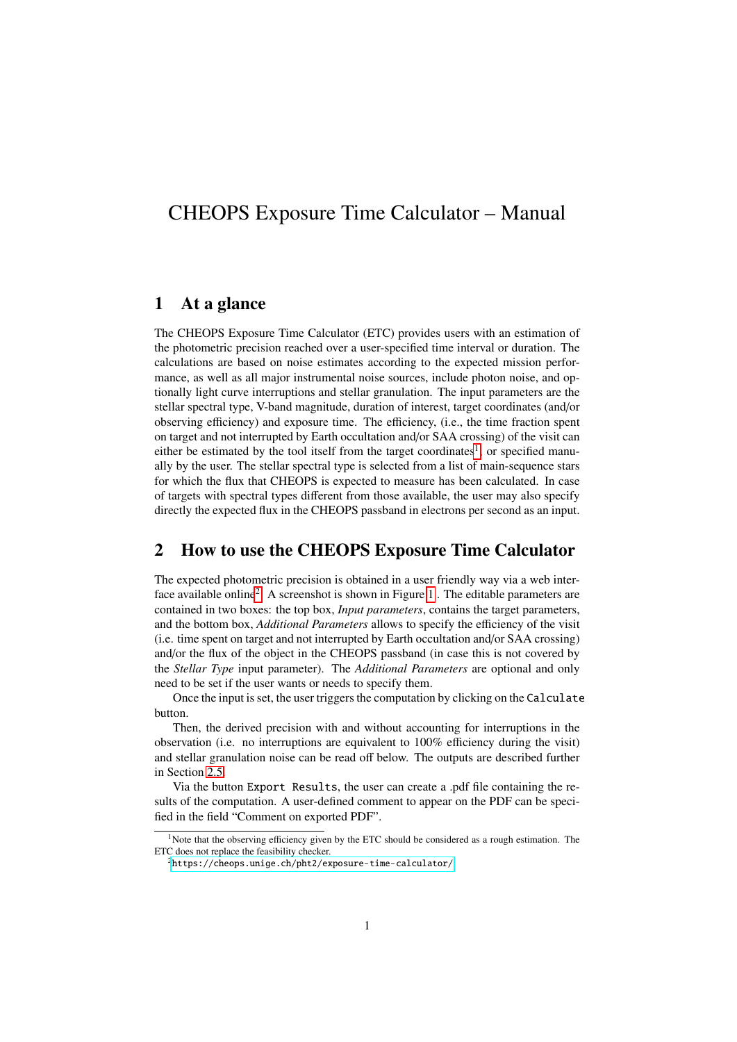# CHEOPS Exposure Time Calculator – Manual

## 1 At a glance

The CHEOPS Exposure Time Calculator (ETC) provides users with an estimation of the photometric precision reached over a user-specified time interval or duration. The calculations are based on noise estimates according to the expected mission performance, as well as all major instrumental noise sources, include photon noise, and optionally light curve interruptions and stellar granulation. The input parameters are the stellar spectral type, V-band magnitude, duration of interest, target coordinates (and/or observing efficiency) and exposure time. The efficiency, (i.e., the time fraction spent on target and not interrupted by Earth occultation and/or SAA crossing) of the visit can either be estimated by the tool itself from the target coordinates[1], or specified manually by the user. The stellar spectral type is selected from a list of main-sequence stars for which the flux that CHEOPS is expected to measure has been calculated. In case of targets with spectral types different from those available, the user may also specify directly the expected flux in the CHEOPS passband in electrons per second as an input.

## 2 How to use the CHEOPS Exposure Time Calculator

The expected photometric precision is obtained in a user friendly way via a web interface available online[2]. A screenshot is shown in Figure 1. The editable parameters are contained in two boxes: the top box, *Input parameters*, contains the target parameters, and the bottom box, *Additional Parameters* allows to specify the efficiency of the visit (i.e. time spent on target and not interrupted by Earth occultation and/or SAA crossing) and/or the flux of the object in the CHEOPS passband (in case this is not covered by the *Stellar Type* input parameter). The *Additional Parameters* are optional and only need to be set if the user wants or needs to specify them.

Once the input is set, the user triggers the computation by clicking on the `Calculate` button.

Then, the derived precision with and without accounting for interruptions in the observation (i.e. no interruptions are equivalent to 100% efficiency during the visit) and stellar granulation noise can be read off below. The outputs are described further in Section 2.5.

Via the button `Export Results`, the user can create a .pdf file containing the results of the computation. A user-defined comment to appear on the PDF can be specified in the field "Comment on exported PDF".

---

[1] Note that the observing efficiency given by the ETC should be considered as a rough estimation. The ETC does not replace the feasibility checker.

[2] https://cheops.unige.ch/pht2/exposure-time-calculator/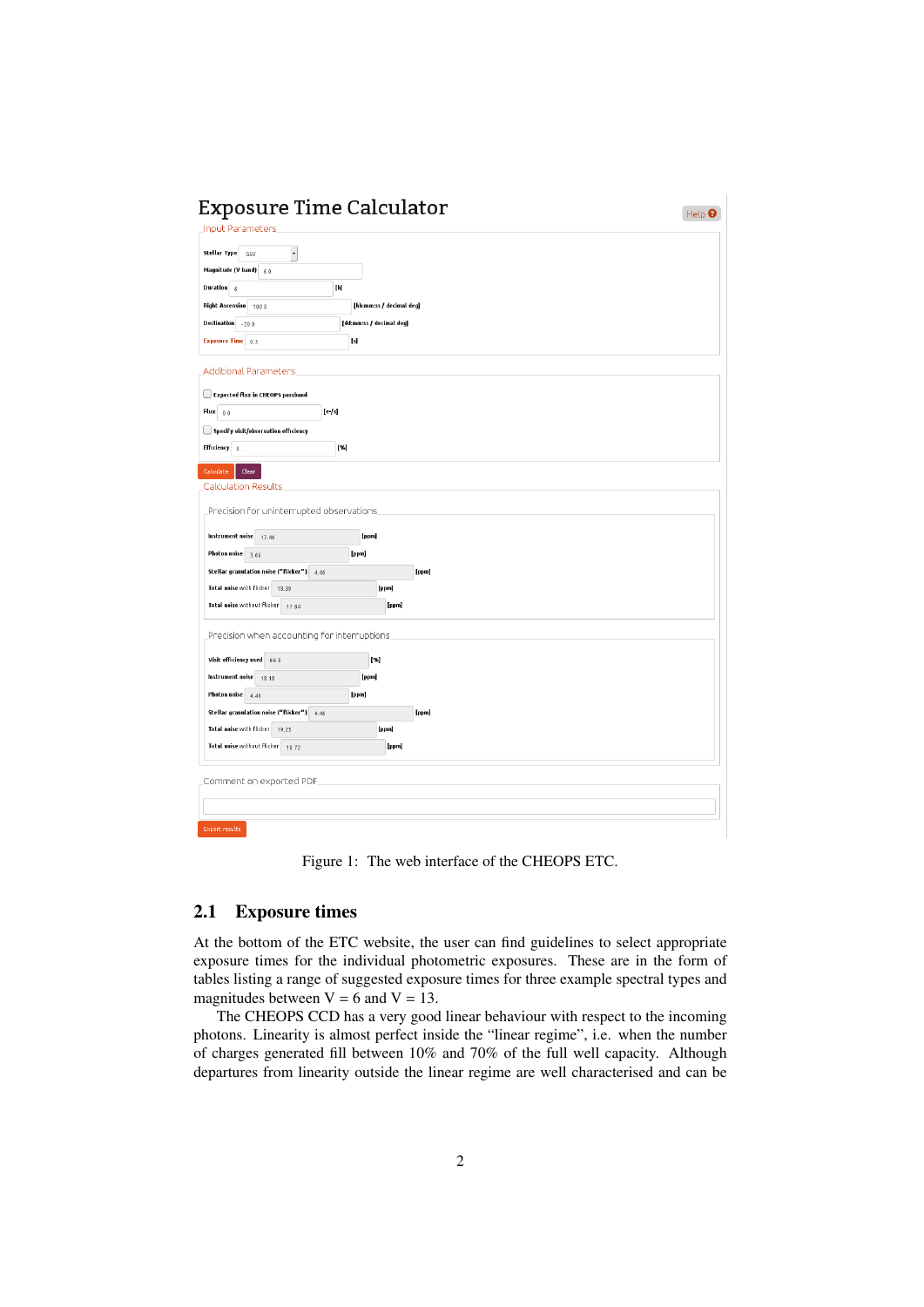Figure 1: The web interface of the CHEOPS ETC.

## 2.1 Exposure times

At the bottom of the ETC website, the user can find guidelines to select appropriate exposure times for the individual photometric exposures. These are in the form of tables listing a range of suggested exposure times for three example spectral types and magnitudes between V = 6 and V = 13.

The CHEOPS CCD has a very good linear behaviour with respect to the incoming photons. Linearity is almost perfect inside the "linear regime", i.e. when the number of charges generated fill between 10% and 70% of the full well capacity. Although departures from linearity outside the linear regime are well characterised and can be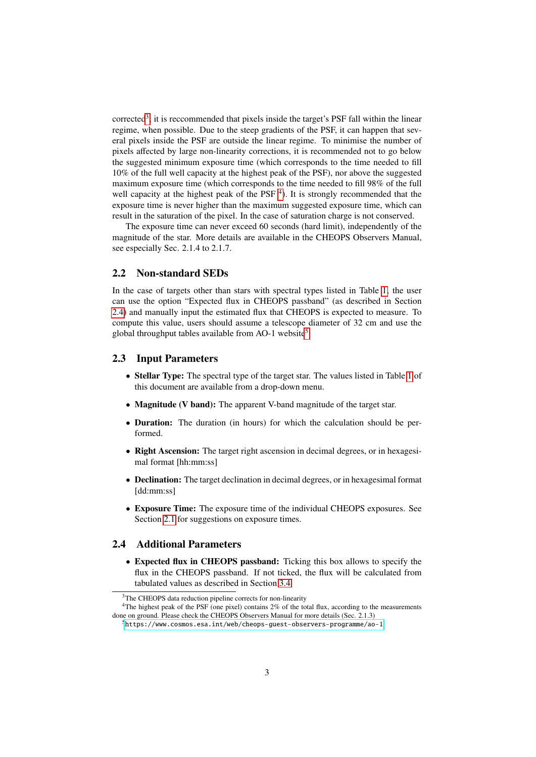corrected[3], it is reccommended that pixels inside the target's PSF fall within the linear regime, when possible. Due to the steep gradients of the PSF, it can happen that several pixels inside the PSF are outside the linear regime. To minimise the number of pixels affected by large non-linearity corrections, it is recommended not to go below the suggested minimum exposure time (which corresponds to the time needed to fill 10% of the full well capacity at the highest peak of the PSF), nor above the suggested maximum exposure time (which corresponds to the time needed to fill 98% of the full well capacity at the highest peak of the PSF [4]). It is strongly recommended that the exposure time is never higher than the maximum suggested exposure time, which can result in the saturation of the pixel. In the case of saturation charge is not conserved.

The exposure time can never exceed 60 seconds (hard limit), independently of the magnitude of the star. More details are available in the CHEOPS Observers Manual, see especially Sec. 2.1.4 to 2.1.7.

## 2.2 Non-standard SEDs

In the case of targets other than stars with spectral types listed in Table 1, the user can use the option "Expected flux in CHEOPS passband" (as described in Section 2.4) and manually input the estimated flux that CHEOPS is expected to measure. To compute this value, users should assume a telescope diameter of 32 cm and use the global throughput tables available from AO-1 website[5]

## 2.3 Input Parameters

- **Stellar Type:** The spectral type of the target star. The values listed in Table 1 of this document are available from a drop-down menu.
- **Magnitude (V band):** The apparent V-band magnitude of the target star.
- **Duration:** The duration (in hours) for which the calculation should be performed.
- **Right Ascension:** The target right ascension in decimal degrees, or in hexagesimal format [hh:mm:ss]
- **Declination:** The target declination in decimal degrees, or in hexagesimal format [dd:mm:ss]
- **Exposure Time:** The exposure time of the individual CHEOPS exposures. See Section 2.1 for suggestions on exposure times.

## 2.4 Additional Parameters

- **Expected flux in CHEOPS passband:** Ticking this box allows to specify the flux in the CHEOPS passband. If not ticked, the flux will be calculated from tabulated values as described in Section 3.4

---

[3] The CHEOPS data reduction pipeline corrects for non-linearity

[4] The highest peak of the PSF (one pixel) contains 2% of the total flux, according to the measurements done on ground. Please check the CHEOPS Observers Manual for more details (Sec. 2.1.3)

[5] https://www.cosmos.esa.int/web/cheops-guest-observers-programme/ao-1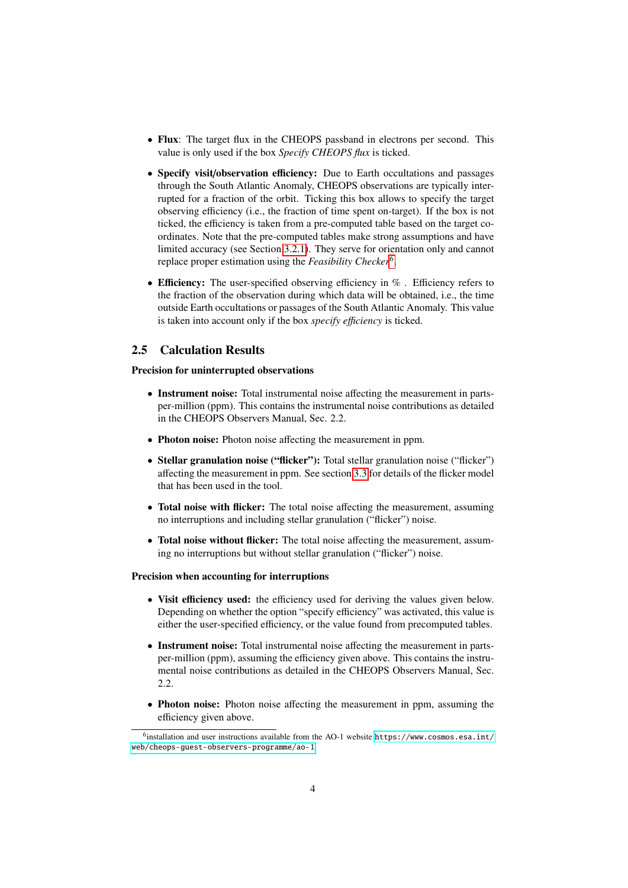- **Flux**: The target flux in the CHEOPS passband in electrons per second. This value is only used if the box *Specify CHEOPS flux* is ticked.
- **Specify visit/observation efficiency:** Due to Earth occultations and passages through the South Atlantic Anomaly, CHEOPS observations are typically interrupted for a fraction of the orbit. Ticking this box allows to specify the target observing efficiency (i.e., the fraction of time spent on-target). If the box is not ticked, the efficiency is taken from a pre-computed table based on the target coordinates. Note that the pre-computed tables make strong assumptions and have limited accuracy (see Section 3.2.1). They serve for orientation only and cannot replace proper estimation using the *Feasibility Checker*[6].
- **Efficiency:** The user-specified observing efficiency in % . Efficiency refers to the fraction of the observation during which data will be obtained, i.e., the time outside Earth occultations or passages of the South Atlantic Anomaly. This value is taken into account only if the box *specify efficiency* is ticked.

## 2.5 Calculation Results

**Precision for uninterrupted observations**

- **Instrument noise:** Total instrumental noise affecting the measurement in parts-per-million (ppm). This contains the instrumental noise contributions as detailed in the CHEOPS Observers Manual, Sec. 2.2.
- **Photon noise:** Photon noise affecting the measurement in ppm.
- **Stellar granulation noise ("flicker"):** Total stellar granulation noise ("flicker") affecting the measurement in ppm. See section 3.3 for details of the flicker model that has been used in the tool.
- **Total noise with flicker:** The total noise affecting the measurement, assuming no interruptions and including stellar granulation ("flicker") noise.
- **Total noise without flicker:** The total noise affecting the measurement, assuming no interruptions but without stellar granulation ("flicker") noise.

**Precision when accounting for interruptions**

- **Visit efficiency used:** the efficiency used for deriving the values given below. Depending on whether the option "specify efficiency" was activated, this value is either the user-specified efficiency, or the value found from precomputed tables.
- **Instrument noise:** Total instrumental noise affecting the measurement in parts-per-million (ppm), assuming the efficiency given above. This contains the instrumental noise contributions as detailed in the CHEOPS Observers Manual, Sec. 2.2.
- **Photon noise:** Photon noise affecting the measurement in ppm, assuming the efficiency given above.

[6] installation and user instructions available from the AO-1 website https://www.cosmos.esa.int/web/cheops-guest-observers-programme/ao-1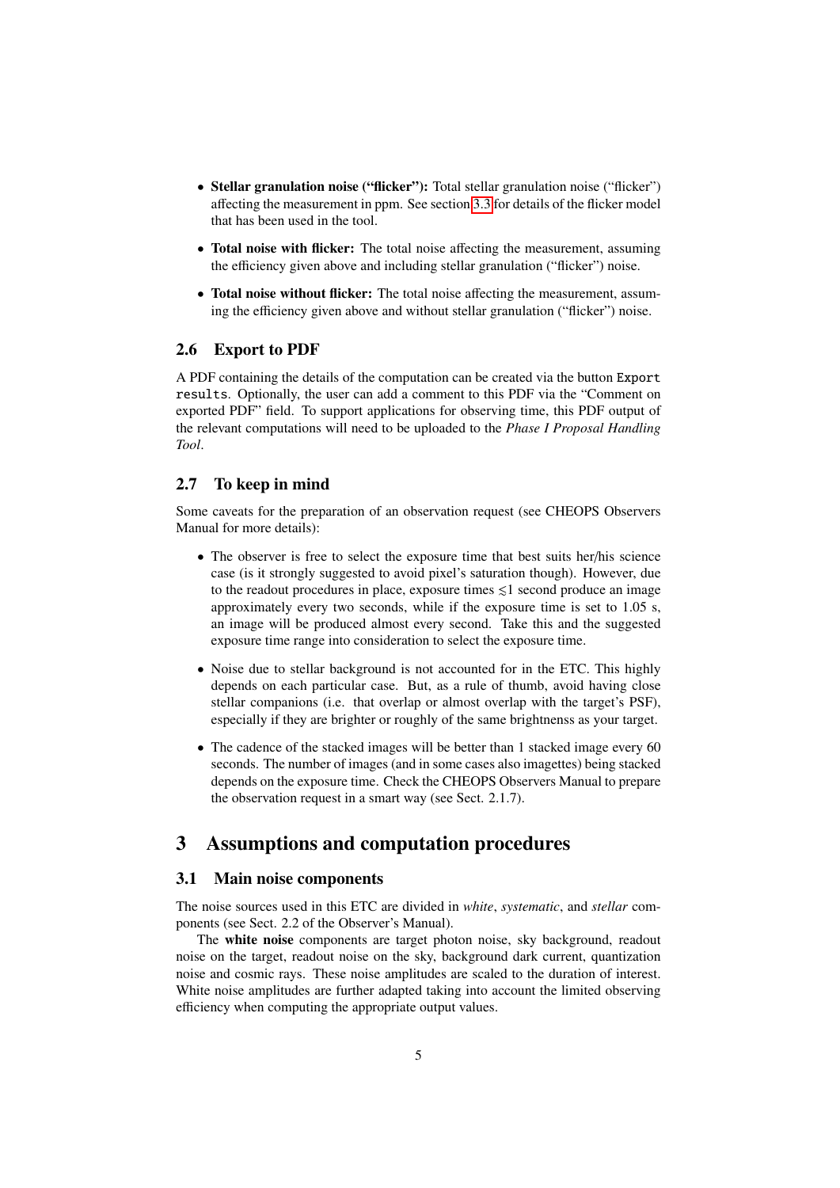- **Stellar granulation noise ("flicker"):** Total stellar granulation noise ("flicker") affecting the measurement in ppm. See section 3.3 for details of the flicker model that has been used in the tool.
- **Total noise with flicker:** The total noise affecting the measurement, assuming the efficiency given above and including stellar granulation ("flicker") noise.
- **Total noise without flicker:** The total noise affecting the measurement, assuming the efficiency given above and without stellar granulation ("flicker") noise.

## 2.6 Export to PDF

A PDF containing the details of the computation can be created via the button `Export results`. Optionally, the user can add a comment to this PDF via the "Comment on exported PDF" field. To support applications for observing time, this PDF output of the relevant computations will need to be uploaded to the *Phase I Proposal Handling Tool*.

## 2.7 To keep in mind

Some caveats for the preparation of an observation request (see CHEOPS Observers Manual for more details):

- The observer is free to select the exposure time that best suits her/his science case (is it strongly suggested to avoid pixel's saturation though). However, due to the readout procedures in place, exposure times $\lesssim$1 second produce an image approximately every two seconds, while if the exposure time is set to 1.05 s, an image will be produced almost every second. Take this and the suggested exposure time range into consideration to select the exposure time.
- Noise due to stellar background is not accounted for in the ETC. This highly depends on each particular case. But, as a rule of thumb, avoid having close stellar companions (i.e. that overlap or almost overlap with the target's PSF), especially if they are brighter or roughly of the same brightnenss as your target.
- The cadence of the stacked images will be better than 1 stacked image every 60 seconds. The number of images (and in some cases also imagettes) being stacked depends on the exposure time. Check the CHEOPS Observers Manual to prepare the observation request in a smart way (see Sect. 2.1.7).

# 3 Assumptions and computation procedures

## 3.1 Main noise components

The noise sources used in this ETC are divided in *white*, *systematic*, and *stellar* components (see Sect. 2.2 of the Observer's Manual).

The **white noise** components are target photon noise, sky background, readout noise on the target, readout noise on the sky, background dark current, quantization noise and cosmic rays. These noise amplitudes are scaled to the duration of interest. White noise amplitudes are further adapted taking into account the limited observing efficiency when computing the appropriate output values.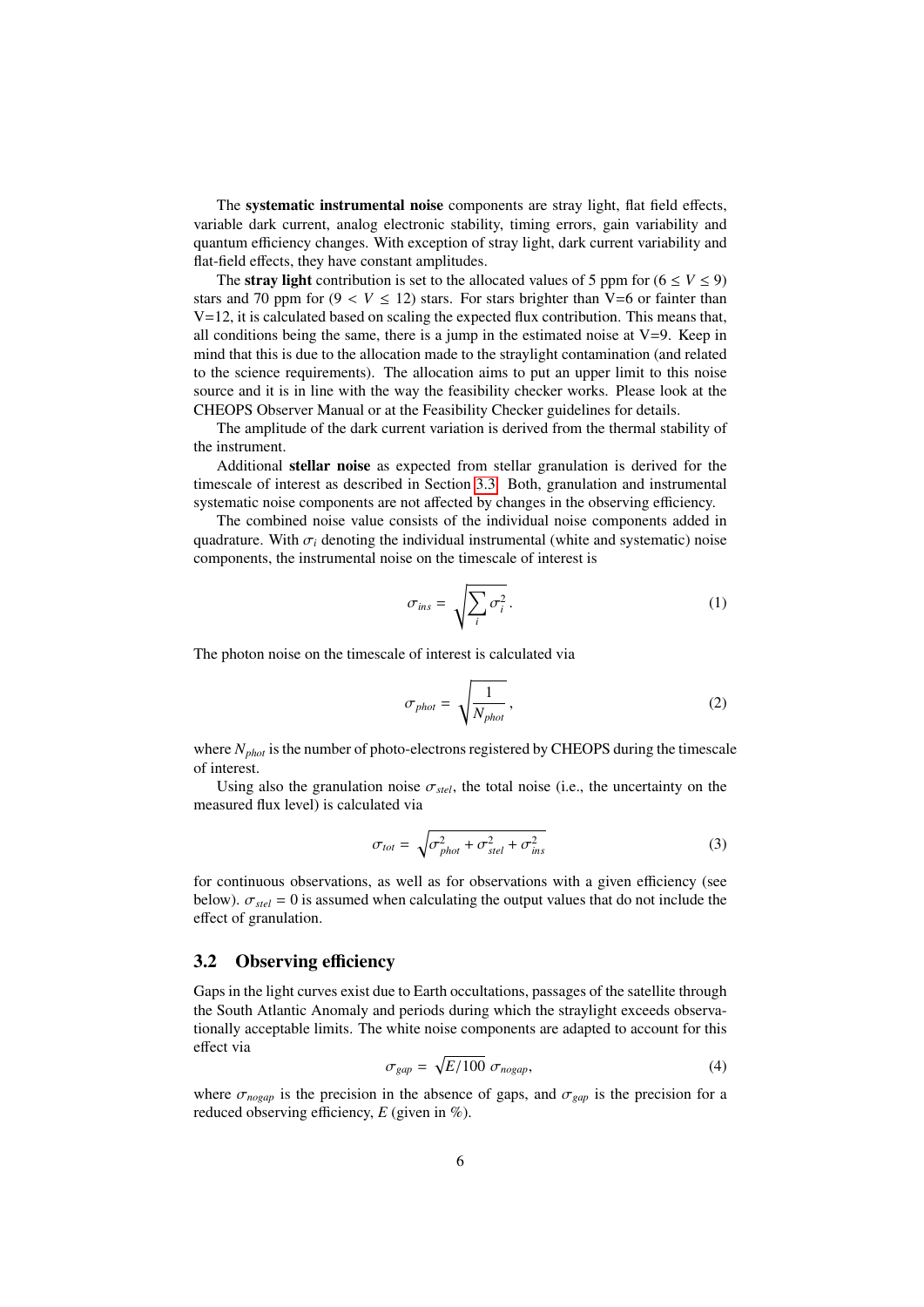The **systematic instrumental noise** components are stray light, flat field effects, variable dark current, analog electronic stability, timing errors, gain variability and quantum efficiency changes. With exception of stray light, dark current variability and flat-field effects, they have constant amplitudes.

The **stray light** contribution is set to the allocated values of 5 ppm for ($6 \leq V \leq 9$) stars and 70 ppm for ($9 < V \leq 12$) stars. For stars brighter than V=6 or fainter than V=12, it is calculated based on scaling the expected flux contribution. This means that, all conditions being the same, there is a jump in the estimated noise at V=9. Keep in mind that this is due to the allocation made to the straylight contamination (and related to the science requirements). The allocation aims to put an upper limit to this noise source and it is in line with the way the feasibility checker works. Please look at the CHEOPS Observer Manual or at the Feasibility Checker guidelines for details.

The amplitude of the dark current variation is derived from the thermal stability of the instrument.

Additional **stellar noise** as expected from stellar granulation is derived for the timescale of interest as described in Section 3.3. Both, granulation and instrumental systematic noise components are not affected by changes in the observing efficiency.

The combined noise value consists of the individual noise components added in quadrature. With $\sigma_i$ denoting the individual instrumental (white and systematic) noise components, the instrumental noise on the timescale of interest is

$$\sigma_{ins} = \sqrt{\sum_i \sigma_i^2}. \tag{1}$$

The photon noise on the timescale of interest is calculated via

$$\sigma_{phot} = \sqrt{\frac{1}{N_{phot}}}, \tag{2}$$

where $N_{phot}$ is the number of photo-electrons registered by CHEOPS during the timescale of interest.

Using also the granulation noise $\sigma_{stel}$, the total noise (i.e., the uncertainty on the measured flux level) is calculated via

$$\sigma_{tot} = \sqrt{\sigma_{phot}^2 + \sigma_{stel}^2 + \sigma_{ins}^2} \tag{3}$$

for continuous observations, as well as for observations with a given efficiency (see below). $\sigma_{stel} = 0$ is assumed when calculating the output values that do not include the effect of granulation.

## 3.2 Observing efficiency

Gaps in the light curves exist due to Earth occultations, passages of the satellite through the South Atlantic Anomaly and periods during which the straylight exceeds observationally acceptable limits. The white noise components are adapted to account for this effect via

$$\sigma_{gap} = \sqrt{E/100}\ \sigma_{nogap}, \tag{4}$$

where $\sigma_{nogap}$ is the precision in the absence of gaps, and $\sigma_{gap}$ is the precision for a reduced observing efficiency, $E$ (given in %).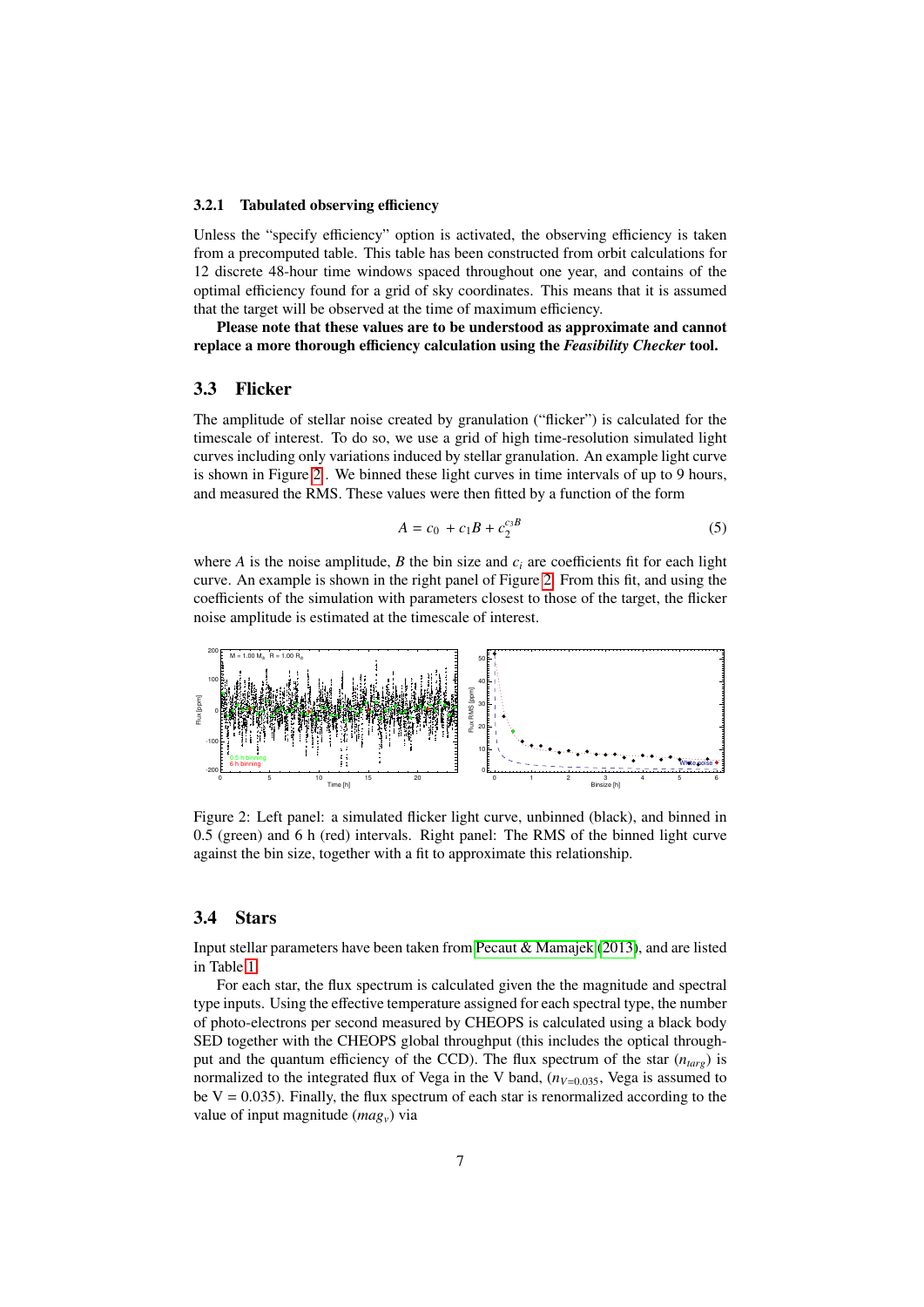### 3.2.1 Tabulated observing efficiency

Unless the "specify efficiency" option is activated, the observing efficiency is taken from a precomputed table. This table has been constructed from orbit calculations for 12 discrete 48-hour time windows spaced throughout one year, and contains of the optimal efficiency found for a grid of sky coordinates. This means that it is assumed that the target will be observed at the time of maximum efficiency.

**Please note that these values are to be understood as approximate and cannot replace a more thorough efficiency calculation using the *Feasibility Checker* tool.**

## 3.3 Flicker

The amplitude of stellar noise created by granulation ("flicker") is calculated for the timescale of interest. To do so, we use a grid of high time-resolution simulated light curves including only variations induced by stellar granulation. An example light curve is shown in Figure 2 . We binned these light curves in time intervals of up to 9 hours, and measured the RMS. These values were then fitted by a function of the form

$$A = c_0 + c_1 B + c_2^{c_3 B} \tag{5}$$

where $A$ is the noise amplitude, $B$ the bin size and $c_i$ are coefficients fit for each light curve. An example is shown in the right panel of Figure 2. From this fit, and using the coefficients of the simulation with parameters closest to those of the target, the flicker noise amplitude is estimated at the timescale of interest.

Figure 2: Left panel: a simulated flicker light curve, unbinned (black), and binned in 0.5 (green) and 6 h (red) intervals. Right panel: The RMS of the binned light curve against the bin size, together with a fit to approximate this relationship.

## 3.4 Stars

Input stellar parameters have been taken from Pecaut & Mamajek (2013), and are listed in Table 1.

For each star, the flux spectrum is calculated given the the magnitude and spectral type inputs. Using the effective temperature assigned for each spectral type, the number of photo-electrons per second measured by CHEOPS is calculated using a black body SED together with the CHEOPS global throughput (this includes the optical throughput and the quantum efficiency of the CCD). The flux spectrum of the star ($n_{targ}$) is normalized to the integrated flux of Vega in the V band, ($n_{V=0.035}$, Vega is assumed to be V = 0.035). Finally, the flux spectrum of each star is renormalized according to the value of input magnitude ($mag_v$) via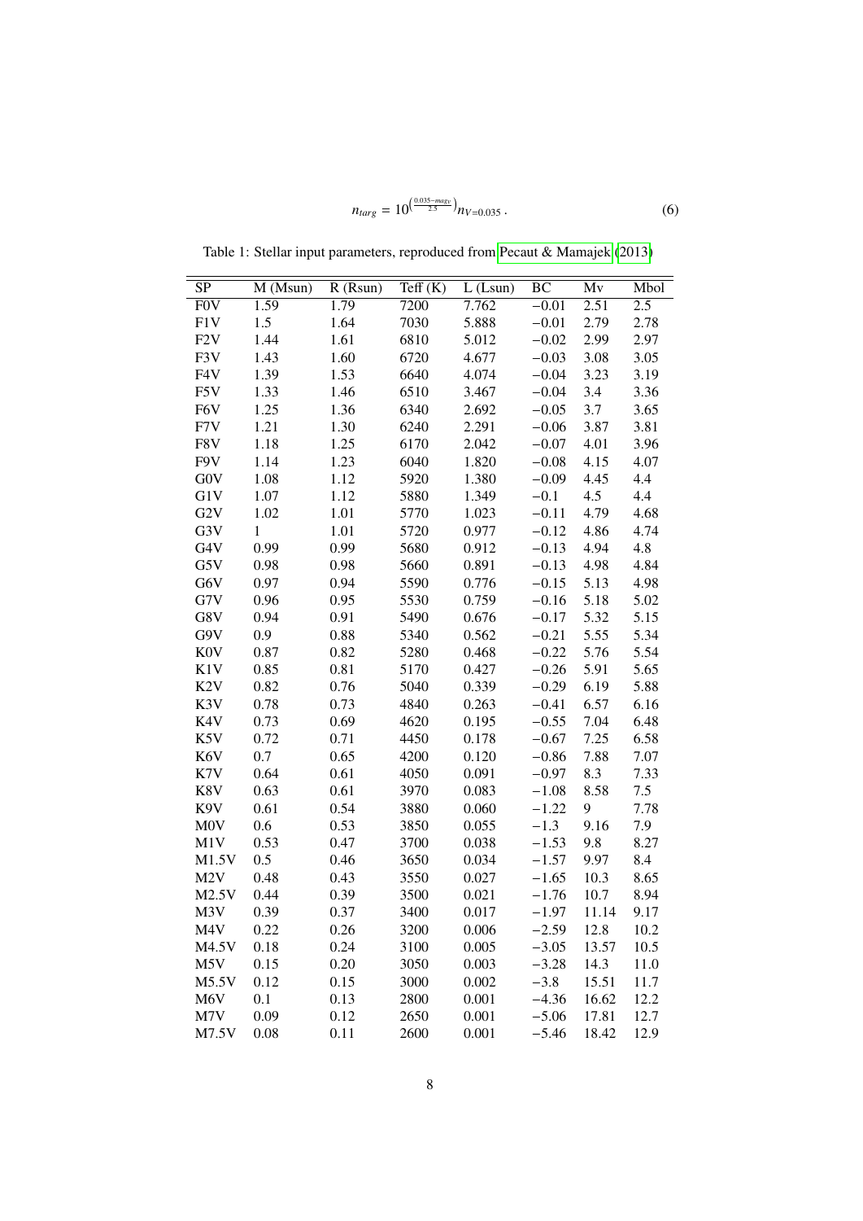$$n_{targ} = 10^{\left(\frac{0.035 - mag_V}{2.5}\right)} n_{V=0.035} \,. \tag{6}$$

Table 1: Stellar input parameters, reproduced from Pecaut & Mamajek (2013)

| SP | M (Msun) | R (Rsun) | Teff (K) | L (Lsun) | BC | Mv | Mbol |
|---|---|---|---|---|---|---|---|
| F0V | 1.59 | 1.79 | 7200 | 7.762 | −0.01 | 2.51 | 2.5 |
| F1V | 1.5 | 1.64 | 7030 | 5.888 | −0.01 | 2.79 | 2.78 |
| F2V | 1.44 | 1.61 | 6810 | 5.012 | −0.02 | 2.99 | 2.97 |
| F3V | 1.43 | 1.60 | 6720 | 4.677 | −0.03 | 3.08 | 3.05 |
| F4V | 1.39 | 1.53 | 6640 | 4.074 | −0.04 | 3.23 | 3.19 |
| F5V | 1.33 | 1.46 | 6510 | 3.467 | −0.04 | 3.4 | 3.36 |
| F6V | 1.25 | 1.36 | 6340 | 2.692 | −0.05 | 3.7 | 3.65 |
| F7V | 1.21 | 1.30 | 6240 | 2.291 | −0.06 | 3.87 | 3.81 |
| F8V | 1.18 | 1.25 | 6170 | 2.042 | −0.07 | 4.01 | 3.96 |
| F9V | 1.14 | 1.23 | 6040 | 1.820 | −0.08 | 4.15 | 4.07 |
| G0V | 1.08 | 1.12 | 5920 | 1.380 | −0.09 | 4.45 | 4.4 |
| G1V | 1.07 | 1.12 | 5880 | 1.349 | −0.1 | 4.5 | 4.4 |
| G2V | 1.02 | 1.01 | 5770 | 1.023 | −0.11 | 4.79 | 4.68 |
| G3V | 1 | 1.01 | 5720 | 0.977 | −0.12 | 4.86 | 4.74 |
| G4V | 0.99 | 0.99 | 5680 | 0.912 | −0.13 | 4.94 | 4.8 |
| G5V | 0.98 | 0.98 | 5660 | 0.891 | −0.13 | 4.98 | 4.84 |
| G6V | 0.97 | 0.94 | 5590 | 0.776 | −0.15 | 5.13 | 4.98 |
| G7V | 0.96 | 0.95 | 5530 | 0.759 | −0.16 | 5.18 | 5.02 |
| G8V | 0.94 | 0.91 | 5490 | 0.676 | −0.17 | 5.32 | 5.15 |
| G9V | 0.9 | 0.88 | 5340 | 0.562 | −0.21 | 5.55 | 5.34 |
| K0V | 0.87 | 0.82 | 5280 | 0.468 | −0.22 | 5.76 | 5.54 |
| K1V | 0.85 | 0.81 | 5170 | 0.427 | −0.26 | 5.91 | 5.65 |
| K2V | 0.82 | 0.76 | 5040 | 0.339 | −0.29 | 6.19 | 5.88 |
| K3V | 0.78 | 0.73 | 4840 | 0.263 | −0.41 | 6.57 | 6.16 |
| K4V | 0.73 | 0.69 | 4620 | 0.195 | −0.55 | 7.04 | 6.48 |
| K5V | 0.72 | 0.71 | 4450 | 0.178 | −0.67 | 7.25 | 6.58 |
| K6V | 0.7 | 0.65 | 4200 | 0.120 | −0.86 | 7.88 | 7.07 |
| K7V | 0.64 | 0.61 | 4050 | 0.091 | −0.97 | 8.3 | 7.33 |
| K8V | 0.63 | 0.61 | 3970 | 0.083 | −1.08 | 8.58 | 7.5 |
| K9V | 0.61 | 0.54 | 3880 | 0.060 | −1.22 | 9 | 7.78 |
| M0V | 0.6 | 0.53 | 3850 | 0.055 | −1.3 | 9.16 | 7.9 |
| M1V | 0.53 | 0.47 | 3700 | 0.038 | −1.53 | 9.8 | 8.27 |
| M1.5V | 0.5 | 0.46 | 3650 | 0.034 | −1.57 | 9.97 | 8.4 |
| M2V | 0.48 | 0.43 | 3550 | 0.027 | −1.65 | 10.3 | 8.65 |
| M2.5V | 0.44 | 0.39 | 3500 | 0.021 | −1.76 | 10.7 | 8.94 |
| M3V | 0.39 | 0.37 | 3400 | 0.017 | −1.97 | 11.14 | 9.17 |
| M4V | 0.22 | 0.26 | 3200 | 0.006 | −2.59 | 12.8 | 10.2 |
| M4.5V | 0.18 | 0.24 | 3100 | 0.005 | −3.05 | 13.57 | 10.5 |
| M5V | 0.15 | 0.20 | 3050 | 0.003 | −3.28 | 14.3 | 11.0 |
| M5.5V | 0.12 | 0.15 | 3000 | 0.002 | −3.8 | 15.51 | 11.7 |
| M6V | 0.1 | 0.13 | 2800 | 0.001 | −4.36 | 16.62 | 12.2 |
| M7V | 0.09 | 0.12 | 2650 | 0.001 | −5.06 | 17.81 | 12.7 |
| M7.5V | 0.08 | 0.11 | 2600 | 0.001 | −5.46 | 18.42 | 12.9 |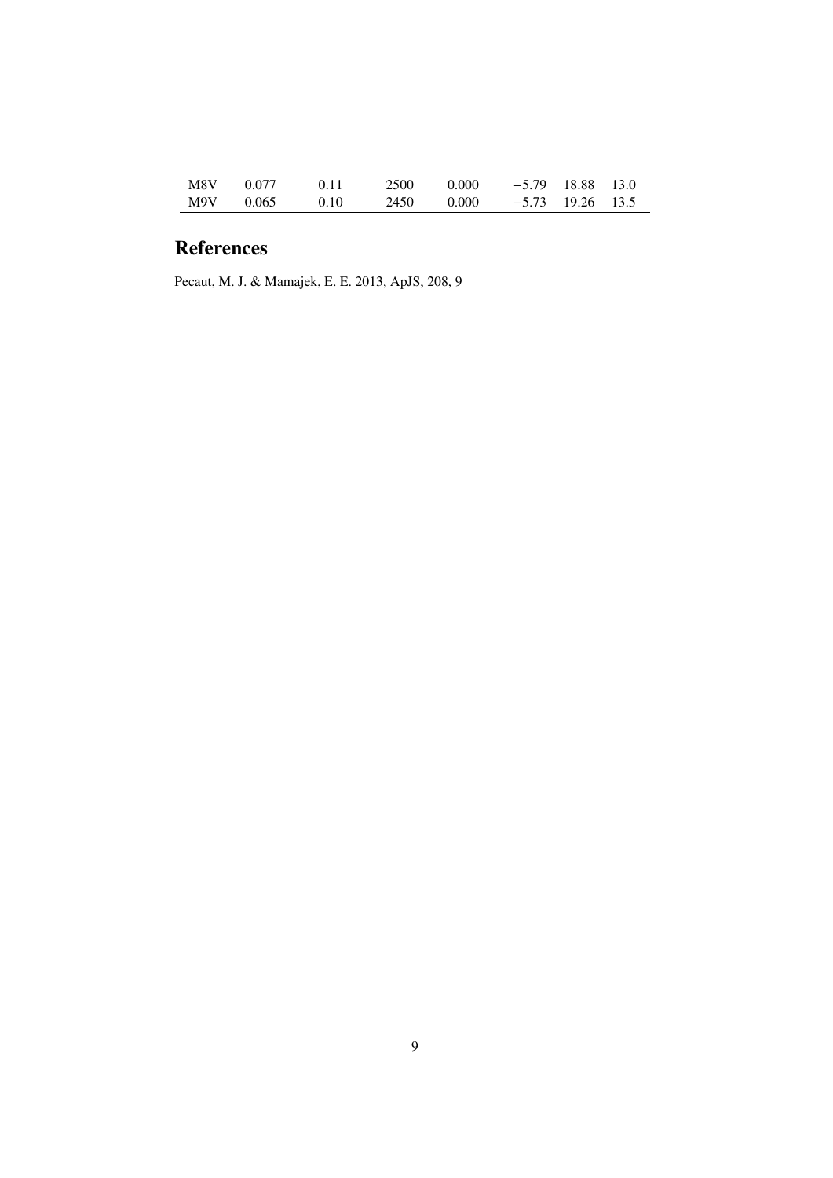| | | | | | | | |
|---|---|---|---|---|---|---|---|
| M8V | 0.077 | 0.11 | 2500 | 0.000 | −5.79 | 18.88 | 13.0 |
| M9V | 0.065 | 0.10 | 2450 | 0.000 | −5.73 | 19.26 | 13.5 |

## References

Pecaut, M. J. & Mamajek, E. E. 2013, ApJS, 208, 9